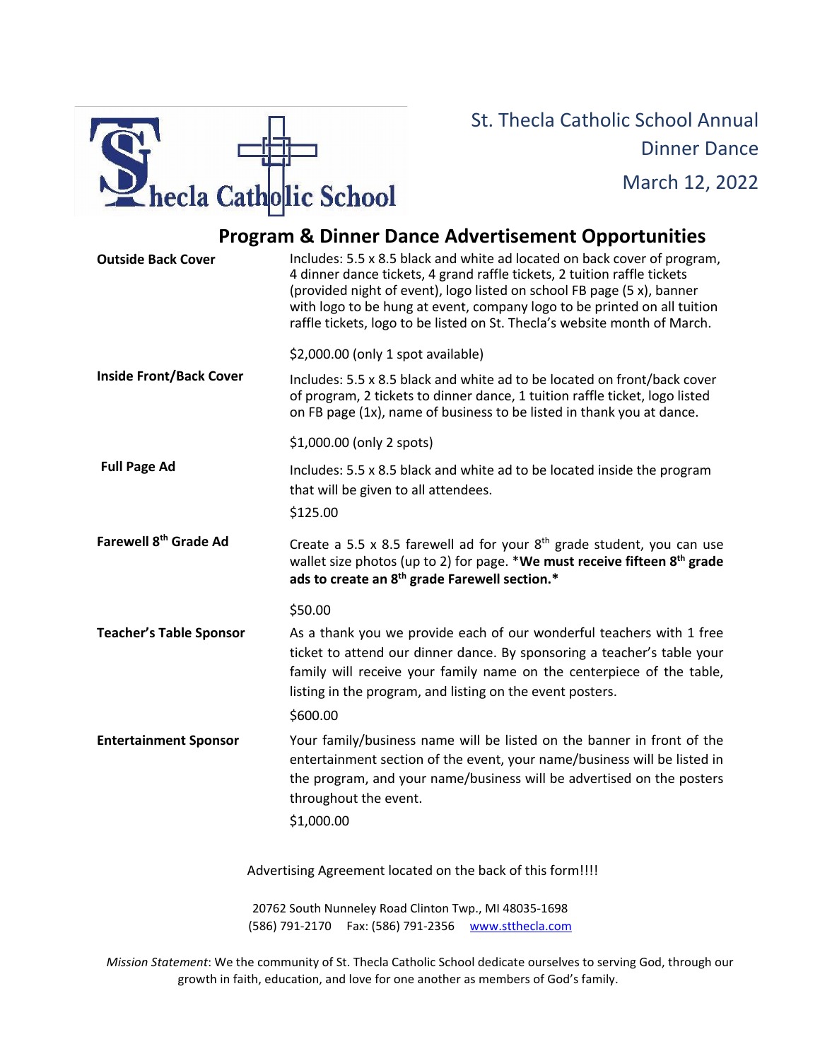St. Thecla Catholic School

St. Thecla Catholic School Annual Dinner Dance

March 12, 2022

## Program & Dinner Dance Advertisement Opportunities

**Outside Back Cover**

Includes: 5.5 x 8.5 black and white ad located on back cover of program, 4 dinner dance tickets, 4 grand raffle tickets, 2 tuition raffle tickets (provided night of event), logo listed on school FB page (5 x), banner with logo to be hung at event, company logo to be printed on all tuition raffle tickets, logo to be listed on St. Thecla's website month of March.

$2,000.00 (only 1 spot available)

**Inside Front/Back Cover**

Includes: 5.5 x 8.5 black and white ad to be located on front/back cover of program, 2 tickets to dinner dance, 1 tuition raffle ticket, logo listed on FB page (1x), name of business to be listed in thank you at dance.

$1,000.00 (only 2 spots)

**Full Page Ad**

Includes: 5.5 x 8.5 black and white ad to be located inside the program that will be given to all attendees.

$125.00

**Farewell 8th Grade Ad**

Create a 5.5 x 8.5 farewell ad for your 8th grade student, you can use wallet size photos (up to 2) for page. ***We must receive fifteen 8th grade ads to create an 8th grade Farewell section.***

$50.00

**Teacher's Table Sponsor**

As a thank you we provide each of our wonderful teachers with 1 free ticket to attend our dinner dance. By sponsoring a teacher's table your family will receive your family name on the centerpiece of the table, listing in the program, and listing on the event posters.

$600.00

**Entertainment Sponsor**

Your family/business name will be listed on the banner in front of the entertainment section of the event, your name/business will be listed in the program, and your name/business will be advertised on the posters throughout the event.

$1,000.00

Advertising Agreement located on the back of this form!!!!

20762 South Nunneley Road Clinton Twp., MI 48035-1698
(586) 791-2170 Fax: (586) 791-2356 www.stthecla.com

*Mission Statement*: We the community of St. Thecla Catholic School dedicate ourselves to serving God, through our growth in faith, education, and love for one another as members of God's family.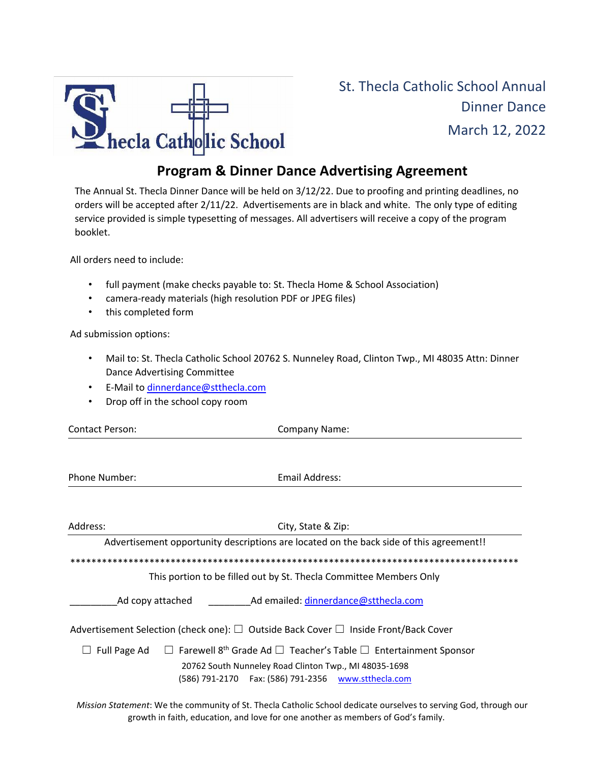St. Thecla Catholic School

St. Thecla Catholic School Annual Dinner Dance March 12, 2022

## Program & Dinner Dance Advertising Agreement

The Annual St. Thecla Dinner Dance will be held on 3/12/22. Due to proofing and printing deadlines, no orders will be accepted after 2/11/22. Advertisements are in black and white. The only type of editing service provided is simple typesetting of messages. All advertisers will receive a copy of the program booklet.

All orders need to include:

- full payment (make checks payable to: St. Thecla Home & School Association)
- camera-ready materials (high resolution PDF or JPEG files)
- this completed form

Ad submission options:

- Mail to: St. Thecla Catholic School 20762 S. Nunneley Road, Clinton Twp., MI 48035 Attn: Dinner Dance Advertising Committee
- E-Mail to dinnerdance@stthecla.com
- Drop off in the school copy room

Contact Person: ____________________ Company Name: ____________________

Phone Number: ____________________ Email Address: ____________________

Address: ____________________ City, State & Zip: ____________________

Advertisement opportunity descriptions are located on the back side of this agreement!!

*****************************************************************************************

This portion to be filled out by St. Thecla Committee Members Only

_________Ad copy attached ________Ad emailed: dinnerdance@stthecla.com

Advertisement Selection (check one): ☐ Outside Back Cover ☐ Inside Front/Back Cover

☐ Full Page Ad ☐ Farewell 8th Grade Ad ☐ Teacher's Table ☐ Entertainment Sponsor

20762 South Nunneley Road Clinton Twp., MI 48035-1698
(586) 791-2170 Fax: (586) 791-2356 www.stthecla.com

*Mission Statement*: We the community of St. Thecla Catholic School dedicate ourselves to serving God, through our growth in faith, education, and love for one another as members of God's family.